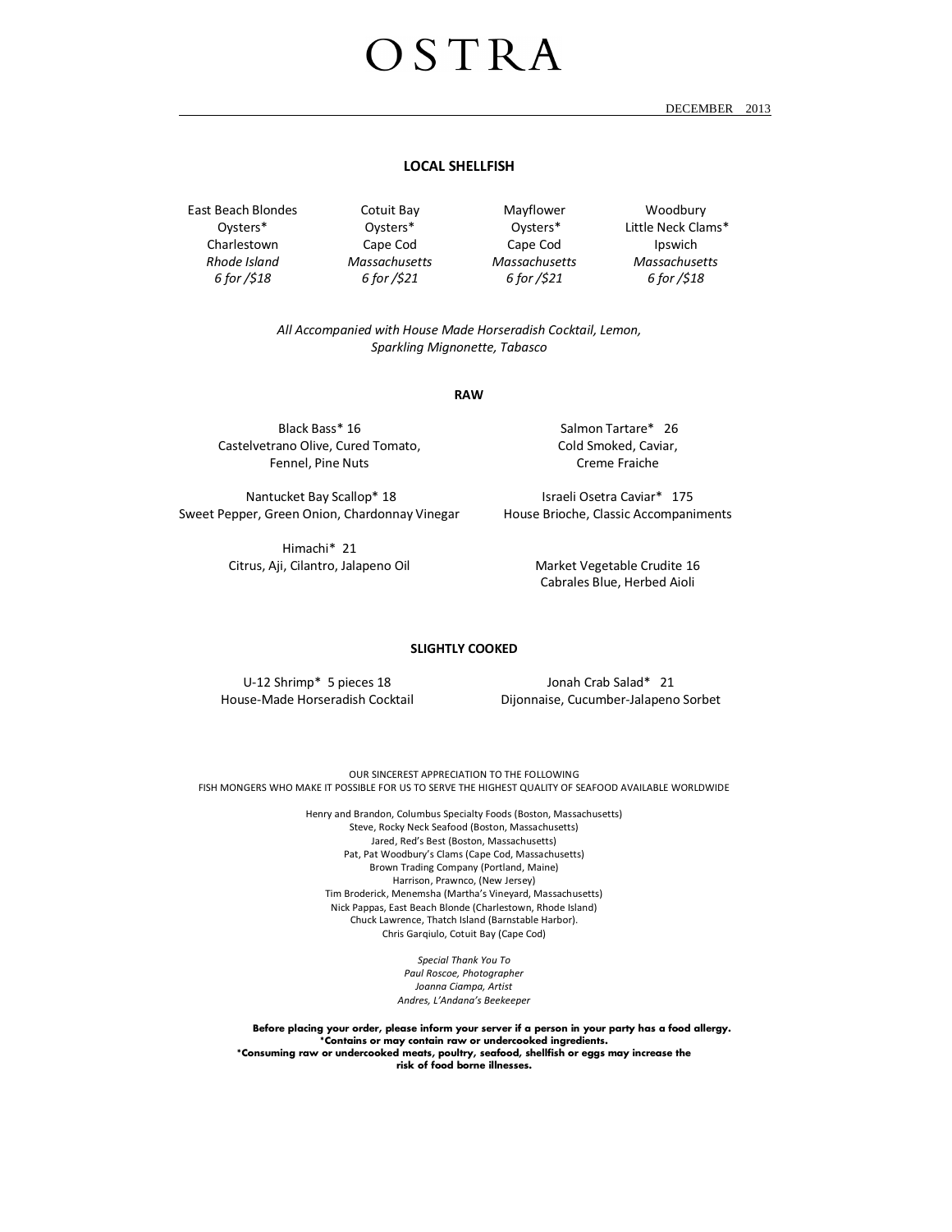# OSTRA

DECEMBER 2013

## LOCAL SHELLFISH

| East Beach Blondes Oysters* | Cotuit Bay Oysters* | Mayflower Oysters* | Woodbury Little Neck Clams* |
|---|---|---|---|
| Charlestown | Cape Cod | Cape Cod | Ipswich |
| *Rhode Island* | *Massachusetts* | *Massachusetts* | *Massachusetts* |
| *6 for /$18* | *6 for /$21* | *6 for /$21* | *6 for /$18* |

*All Accompanied with House Made Horseradish Cocktail, Lemon, Sparkling Mignonette, Tabasco*

## RAW

Black Bass* 16
Castelvetrano Olive, Cured Tomato, Fennel, Pine Nuts

Nantucket Bay Scallop* 18
Sweet Pepper, Green Onion, Chardonnay Vinegar

Himachi* 21
Citrus, Aji, Cilantro, Jalapeno Oil

Salmon Tartare* 26
Cold Smoked, Caviar, Creme Fraiche

Israeli Osetra Caviar* 175
House Brioche, Classic Accompaniments

Market Vegetable Crudite 16
Cabrales Blue, Herbed Aioli

## SLIGHTLY COOKED

U-12 Shrimp* 5 pieces 18
House-Made Horseradish Cocktail

Jonah Crab Salad* 21
Dijonnaise, Cucumber-Jalapeno Sorbet

OUR SINCEREST APPRECIATION TO THE FOLLOWING
FISH MONGERS WHO MAKE IT POSSIBLE FOR US TO SERVE THE HIGHEST QUALITY OF SEAFOOD AVAILABLE WORLDWIDE

Henry and Brandon, Columbus Specialty Foods (Boston, Massachusetts)
Steve, Rocky Neck Seafood (Boston, Massachusetts)
Jared, Red's Best (Boston, Massachusetts)
Pat, Pat Woodbury's Clams (Cape Cod, Massachusetts)
Brown Trading Company (Portland, Maine)
Harrison, Prawnco, (New Jersey)
Tim Broderick, Menemsha (Martha's Vineyard, Massachusetts)
Nick Pappas, East Beach Blonde (Charlestown, Rhode Island)
Chuck Lawrence, Thatch Island (Barnstable Harbor).
Chris Garqiulo, Cotuit Bay (Cape Cod)

*Special Thank You To*
*Paul Roscoe, Photographer*
*Joanna Ciampa, Artist*
*Andres, L'Andana's Beekeeper*

**Before placing your order, please inform your server if a person in your party has a food allergy.**
**\*Contains or may contain raw or undercooked ingredients.**
**\*Consuming raw or undercooked meats, poultry, seafood, shellfish or eggs may increase the risk of food borne illnesses.**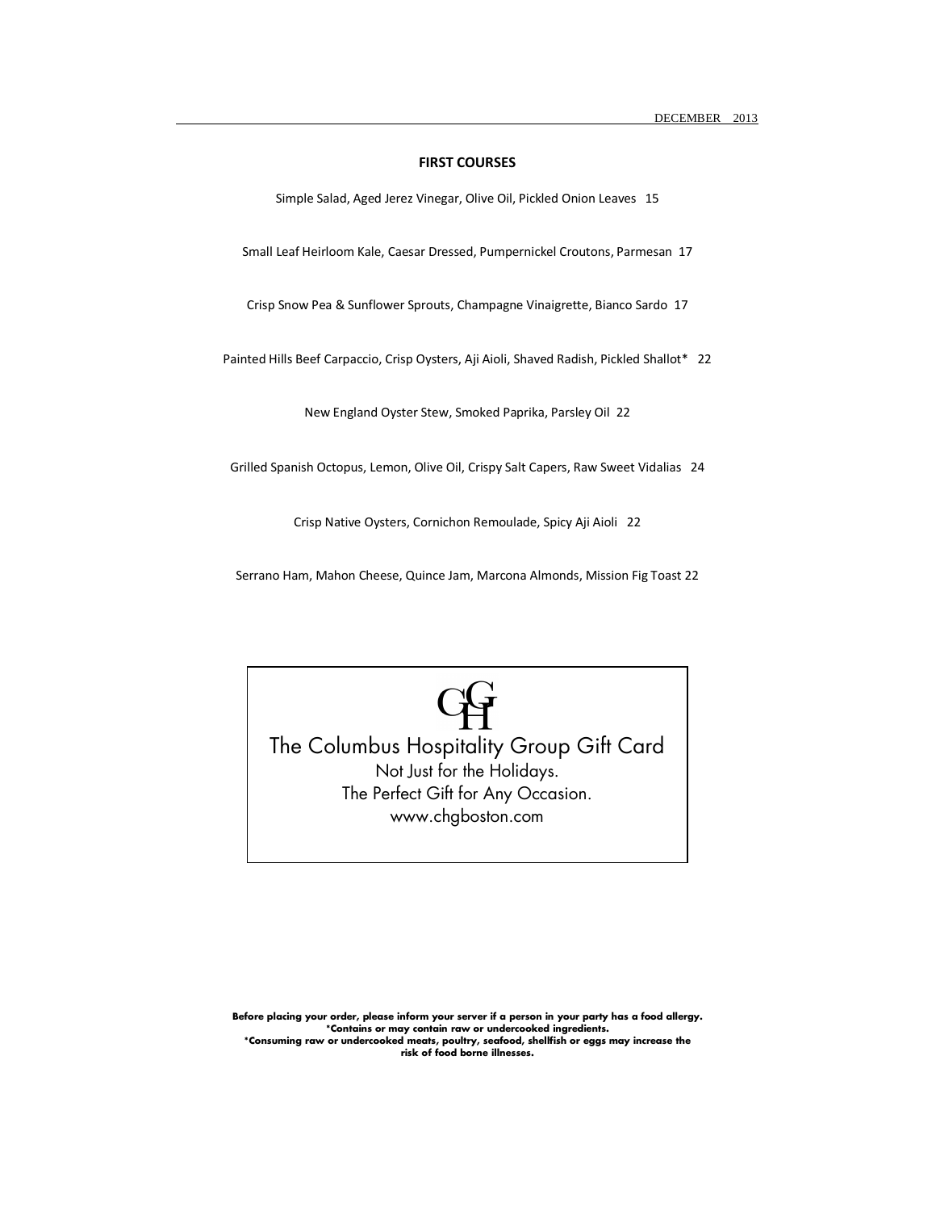DECEMBER 2013

## FIRST COURSES

Simple Salad, Aged Jerez Vinegar, Olive Oil, Pickled Onion Leaves 15

Small Leaf Heirloom Kale, Caesar Dressed, Pumpernickel Croutons, Parmesan 17

Crisp Snow Pea & Sunflower Sprouts, Champagne Vinaigrette, Bianco Sardo 17

Painted Hills Beef Carpaccio, Crisp Oysters, Aji Aioli, Shaved Radish, Pickled Shallot* 22

New England Oyster Stew, Smoked Paprika, Parsley Oil 22

Grilled Spanish Octopus, Lemon, Olive Oil, Crispy Salt Capers, Raw Sweet Vidalias 24

Crisp Native Oysters, Cornichon Remoulade, Spicy Aji Aioli 22

Serrano Ham, Mahon Cheese, Quince Jam, Marcona Almonds, Mission Fig Toast 22

CGH

The Columbus Hospitality Group Gift Card

Not Just for the Holidays.

The Perfect Gift for Any Occasion.

www.chgboston.com

**Before placing your order, please inform your server if a person in your party has a food allergy.**
**\*Contains or may contain raw or undercooked ingredients.**
**\*Consuming raw or undercooked meats, poultry, seafood, shellfish or eggs may increase the risk of food borne illnesses.**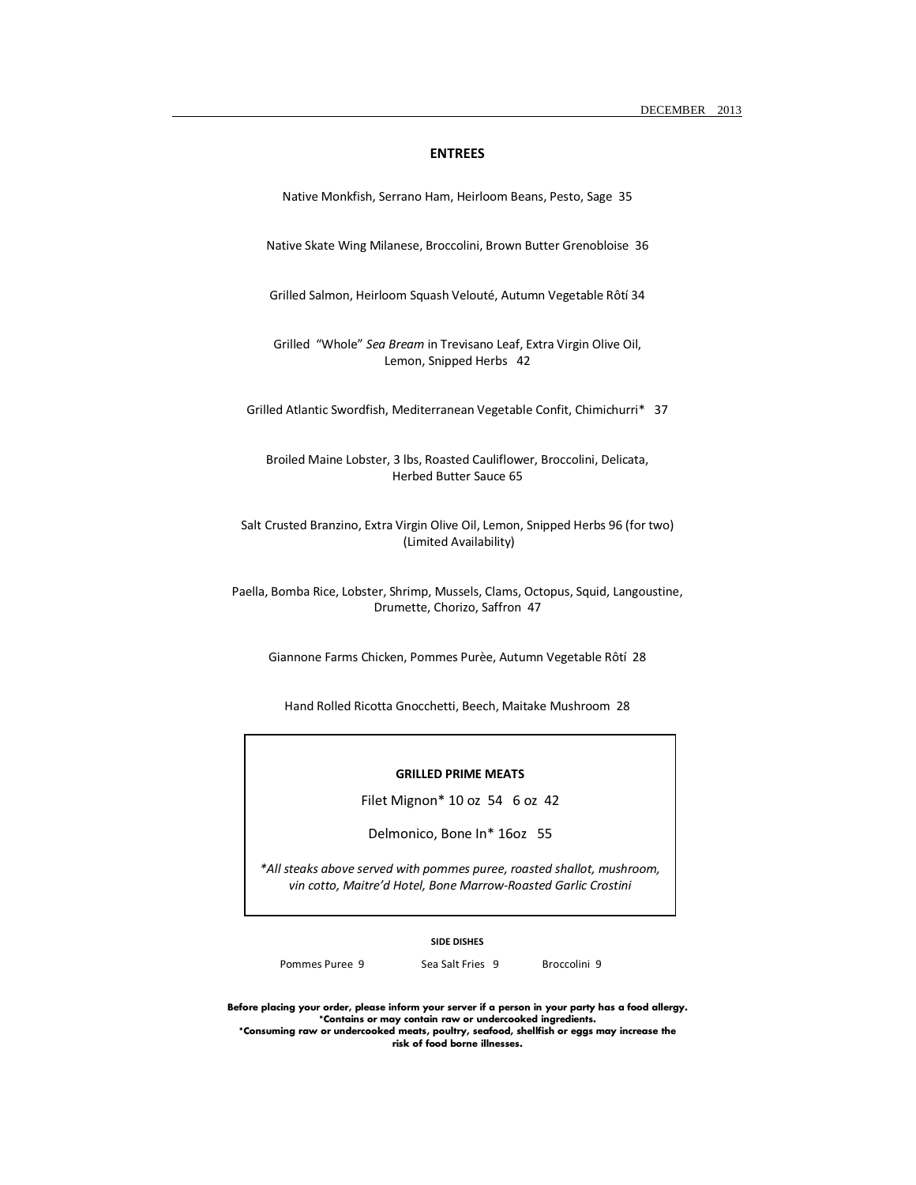## ENTREES

Native Monkfish, Serrano Ham, Heirloom Beans, Pesto, Sage 35

Native Skate Wing Milanese, Broccolini, Brown Butter Grenobloise 36

Grilled Salmon, Heirloom Squash Velouté, Autumn Vegetable Rôtí 34

Grilled "Whole" *Sea Bream* in Trevisano Leaf, Extra Virgin Olive Oil, Lemon, Snipped Herbs 42

Grilled Atlantic Swordfish, Mediterranean Vegetable Confit, Chimichurri* 37

Broiled Maine Lobster, 3 lbs, Roasted Cauliflower, Broccolini, Delicata, Herbed Butter Sauce 65

Salt Crusted Branzino, Extra Virgin Olive Oil, Lemon, Snipped Herbs 96 (for two)
(Limited Availability)

Paella, Bomba Rice, Lobster, Shrimp, Mussels, Clams, Octopus, Squid, Langoustine, Drumette, Chorizo, Saffron 47

Giannone Farms Chicken, Pommes Purèe, Autumn Vegetable Rôtí 28

Hand Rolled Ricotta Gnocchetti, Beech, Maitake Mushroom 28

### GRILLED PRIME MEATS

Filet Mignon* 10 oz 54 6 oz 42

Delmonico, Bone In* 16oz 55

*\*All steaks above served with pommes puree, roasted shallot, mushroom, vin cotto, Maitre'd Hotel, Bone Marrow-Roasted Garlic Crostini*

#### SIDE DISHES

Pommes Puree 9 | Sea Salt Fries 9 | Broccolini 9

**Before placing your order, please inform your server if a person in your party has a food allergy.**
**\*Contains or may contain raw or undercooked ingredients.**
**\*Consuming raw or undercooked meats, poultry, seafood, shellfish or eggs may increase the risk of food borne illnesses.**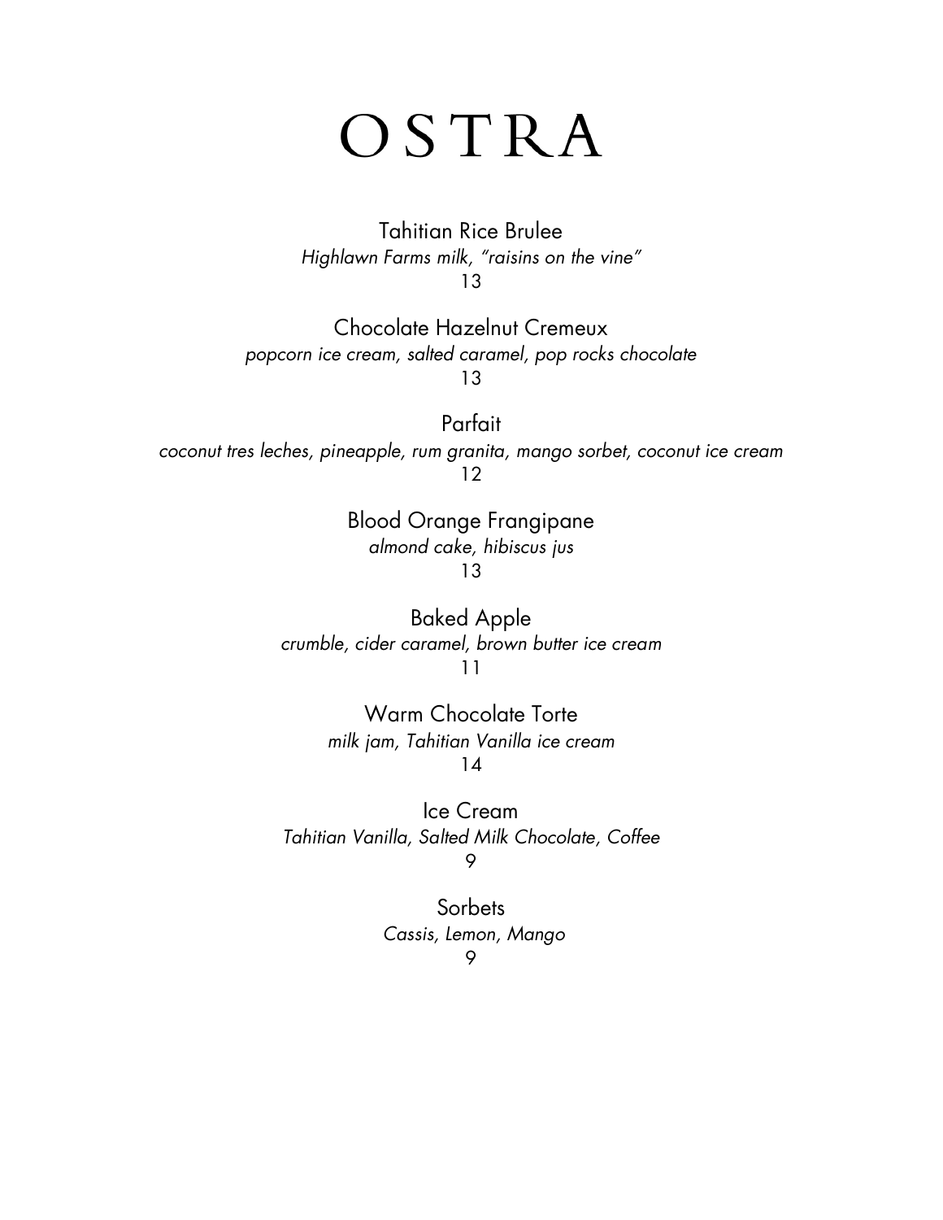# OSTRA

Tahitian Rice Brulee
*Highlawn Farms milk, "raisins on the vine"*
13

Chocolate Hazelnut Cremeux
*popcorn ice cream, salted caramel, pop rocks chocolate*
13

Parfait
*coconut tres leches, pineapple, rum granita, mango sorbet, coconut ice cream*
12

Blood Orange Frangipane
*almond cake, hibiscus jus*
13

Baked Apple
*crumble, cider caramel, brown butter ice cream*
11

Warm Chocolate Torte
*milk jam, Tahitian Vanilla ice cream*
14

Ice Cream
*Tahitian Vanilla, Salted Milk Chocolate, Coffee*
9

Sorbets
*Cassis, Lemon, Mango*
9